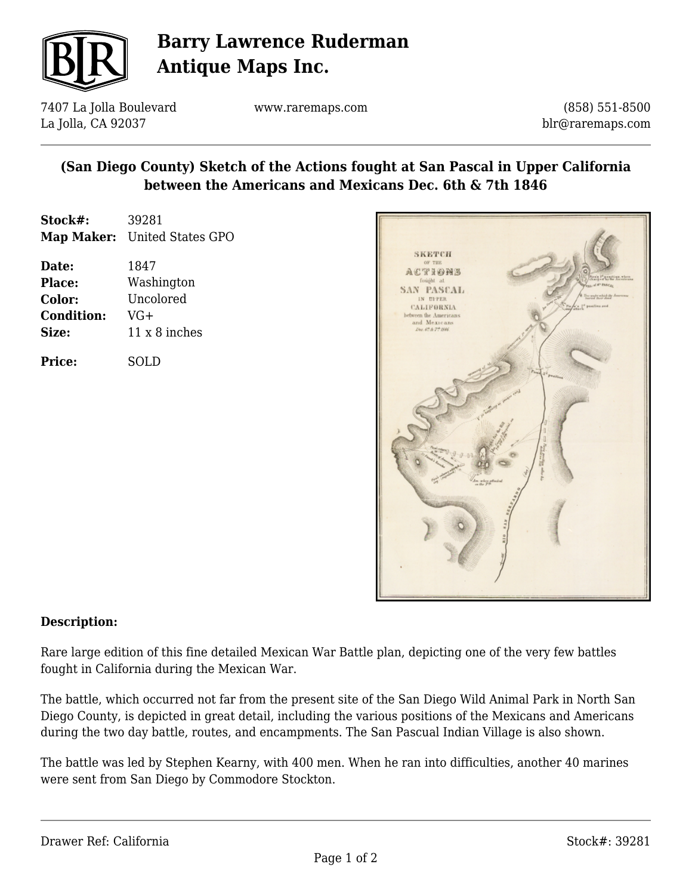# Barry Lawrence Ruderman Antique Maps Inc.

7407 La Jolla Boulevard
La Jolla, CA 92037

www.raremaps.com

(858) 551-8500
blr@raremaps.com

## (San Diego County) Sketch of the Actions fought at San Pascal in Upper California between the Americans and Mexicans Dec. 6th & 7th 1846

**Stock#:** 39281
**Map Maker:** United States GPO

**Date:** 1847
**Place:** Washington
**Color:** Uncolored
**Condition:** VG+
**Size:** 11 x 8 inches

**Price:** SOLD

**Description:**

Rare large edition of this fine detailed Mexican War Battle plan, depicting one of the very few battles fought in California during the Mexican War.

The battle, which occurred not far from the present site of the San Diego Wild Animal Park in North San Diego County, is depicted in great detail, including the various positions of the Mexicans and Americans during the two day battle, routes, and encampments. The San Pascual Indian Village is also shown.

The battle was led by Stephen Kearny, with 400 men. When he ran into difficulties, another 40 marines were sent from San Diego by Commodore Stockton.

Drawer Ref: California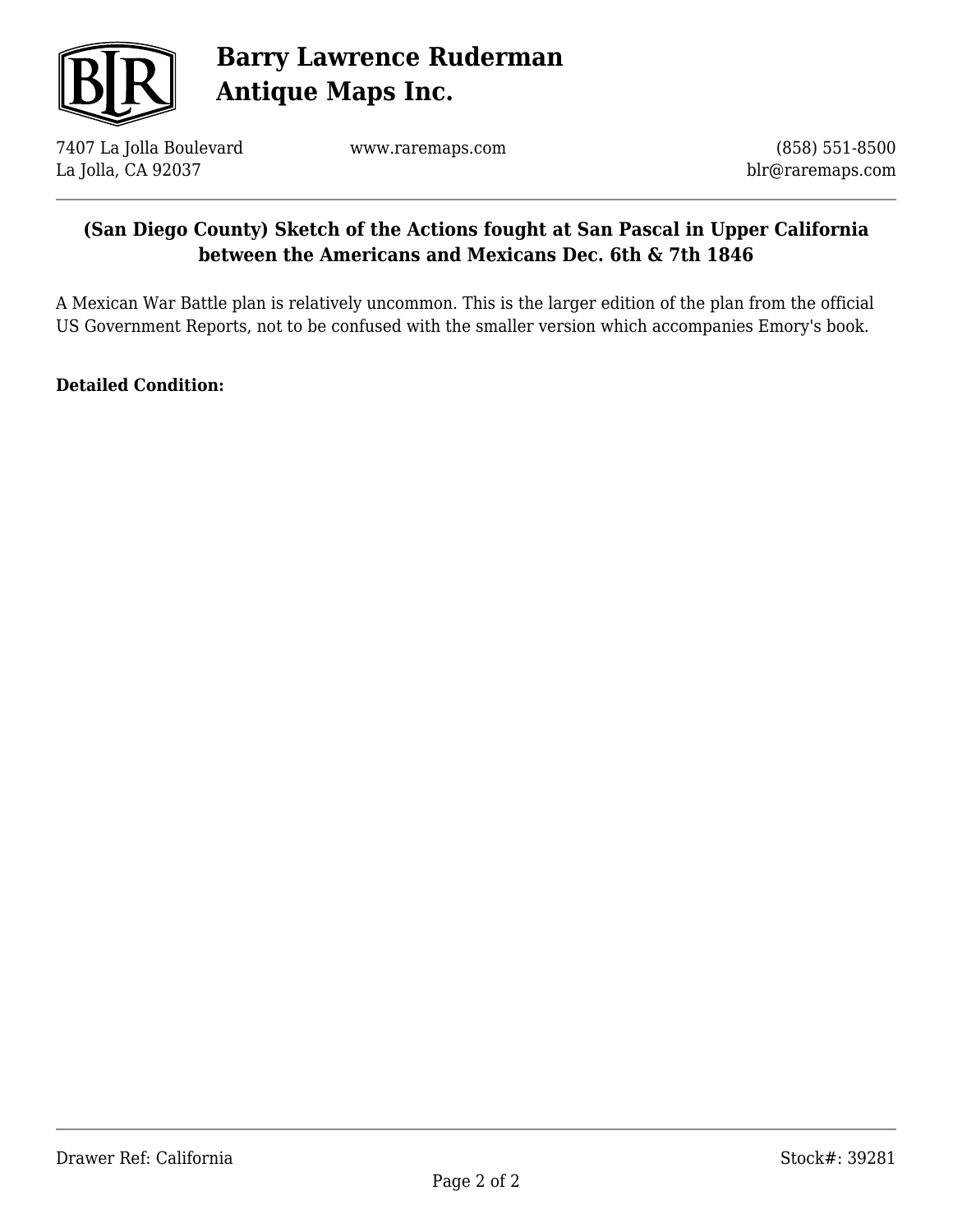## (San Diego County) Sketch of the Actions fought at San Pascal in Upper California between the Americans and Mexicans Dec. 6th & 7th 1846

A Mexican War Battle plan is relatively uncommon. This is the larger edition of the plan from the official US Government Reports, not to be confused with the smaller version which accompanies Emory's book.

**Detailed Condition:**